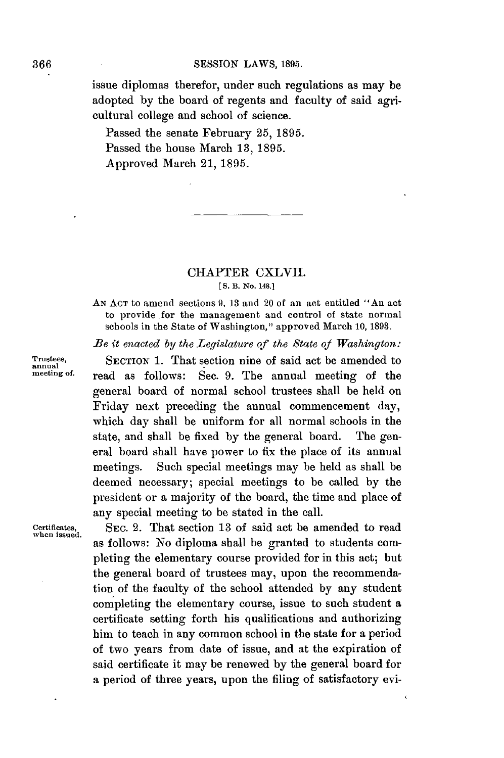issue diplomas therefor, under such regulations as may be adopted by the board of regents and faculty of said agricultural college and school of science.

Passed the senate February 25, 1895.

Passed the house March 13, 1895.

Approved March 21, 1895.

---

## CHAPTER CXLVII.

[S. B. No. 148.]

AN ACT to amend sections 9, 13 and 20 of an act entitled "An act to provide for the management and control of state normal schools in the State of Washington," approved March 10, 1893.

*Be it enacted by the Legislature of the State of Washington:*

Trustees, annual meeting of.

SECTION 1. That section nine of said act be amended to read as follows: Sec. 9. The annual meeting of the general board of normal school trustees shall be held on Friday next preceding the annual commencement day, which day shall be uniform for all normal schools in the state, and shall be fixed by the general board. The general board shall have power to fix the place of its annual meetings. Such special meetings may be held as shall be deemed necessary; special meetings to be called by the president or a majority of the board, the time and place of any special meeting to be stated in the call.

Certificates, when issued.

SEC. 2. That section 13 of said act be amended to read as follows: No diploma shall be granted to students completing the elementary course provided for in this act; but the general board of trustees may, upon the recommendation of the faculty of the school attended by any student completing the elementary course, issue to such student a certificate setting forth his qualifications and authorizing him to teach in any common school in the state for a period of two years from date of issue, and at the expiration of said certificate it may be renewed by the general board for a period of three years, upon the filing of satisfactory evi-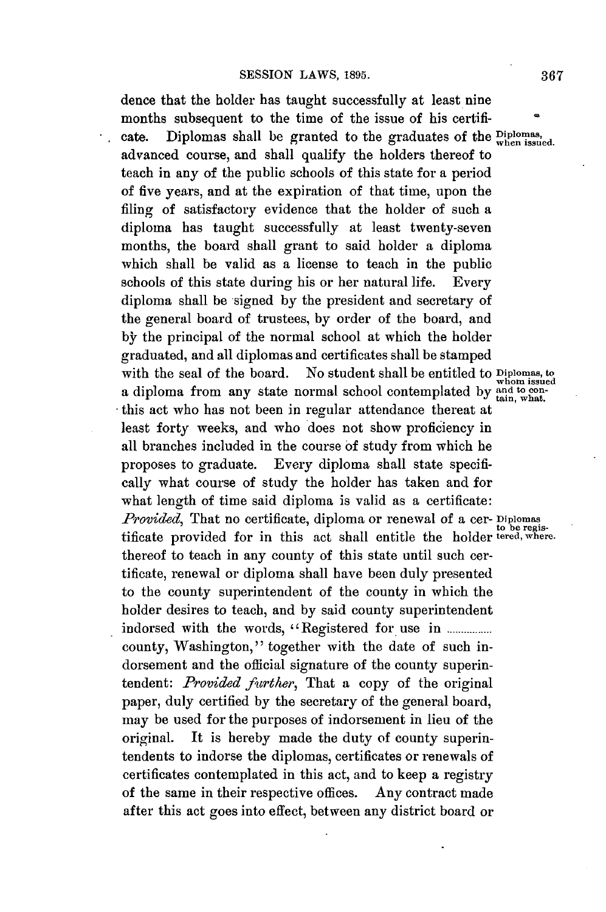dence that the holder has taught successfully at least nine months subsequent to the time of the issue of his certificate. Diplomas shall be granted to the graduates of the advanced course, and shall qualify the holders thereof to teach in any of the public schools of this state for a period of five years, and at the expiration of that time, upon the filing of satisfactory evidence that the holder of such a diploma has taught successfully at least twenty-seven months, the board shall grant to said holder a diploma which shall be valid as a license to teach in the public schools of this state during his or her natural life. Every diploma shall be signed by the president and secretary of the general board of trustees, by order of the board, and by the principal of the normal school at which the holder graduated, and all diplomas and certificates shall be stamped with the seal of the board. No student shall be entitled to a diploma from any state normal school contemplated by this act who has not been in regular attendance thereat at least forty weeks, and who does not show proficiency in all branches included in the course of study from which he proposes to graduate. Every diploma shall state specifically what course of study the holder has taken and for what length of time said diploma is valid as a certificate: *Provided*, That no certificate, diploma or renewal of a certificate provided for in this act shall entitle the holder thereof to teach in any county of this state until such certificate, renewal or diploma shall have been duly presented to the county superintendent of the county in which the holder desires to teach, and by said county superintendent indorsed with the words, "Registered for use in ............... county, Washington," together with the date of such indorsement and the official signature of the county superintendent: *Provided further*, That a copy of the original paper, duly certified by the secretary of the general board, may be used for the purposes of indorsement in lieu of the original. It is hereby made the duty of county superintendents to indorse the diplomas, certificates or renewals of certificates contemplated in this act, and to keep a registry of the same in their respective offices. Any contract made after this act goes into effect, between any district board or

Diplomas, when issued.

Diplomas, to whom issued and to contain, what.

Diplomas to be registered, where.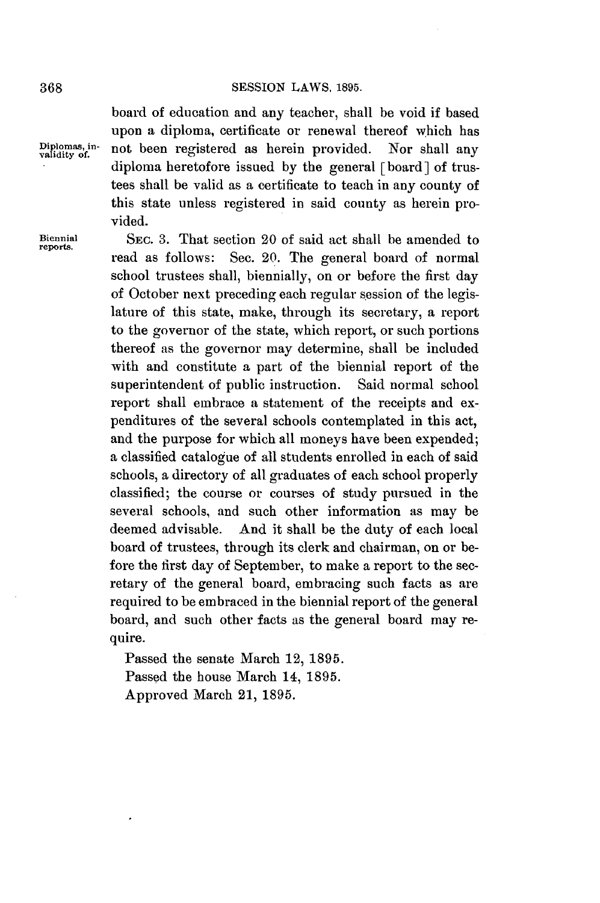board of education and any teacher, shall be void if based upon a diploma, certificate or renewal thereof which has not been registered as herein provided. Nor shall any diploma heretofore issued by the general [board] of trustees shall be valid as a certificate to teach in any county of this state unless registered in said county as herein provided.

Diplomas, invalidity of.

Biennial reports.

SEC. 3. That section 20 of said act shall be amended to read as follows: Sec. 20. The general board of normal school trustees shall, biennially, on or before the first day of October next preceding each regular session of the legislature of this state, make, through its secretary, a report to the governor of the state, which report, or such portions thereof as the governor may determine, shall be included with and constitute a part of the biennial report of the superintendent of public instruction. Said normal school report shall embrace a statement of the receipts and expenditures of the several schools contemplated in this act, and the purpose for which all moneys have been expended; a classified catalogue of all students enrolled in each of said schools, a directory of all graduates of each school properly classified; the course or courses of study pursued in the several schools, and such other information as may be deemed advisable. And it shall be the duty of each local board of trustees, through its clerk and chairman, on or before the first day of September, to make a report to the secretary of the general board, embracing such facts as are required to be embraced in the biennial report of the general board, and such other facts as the general board may require.

Passed the senate March 12, 1895.
Passed the house March 14, 1895.
Approved March 21, 1895.